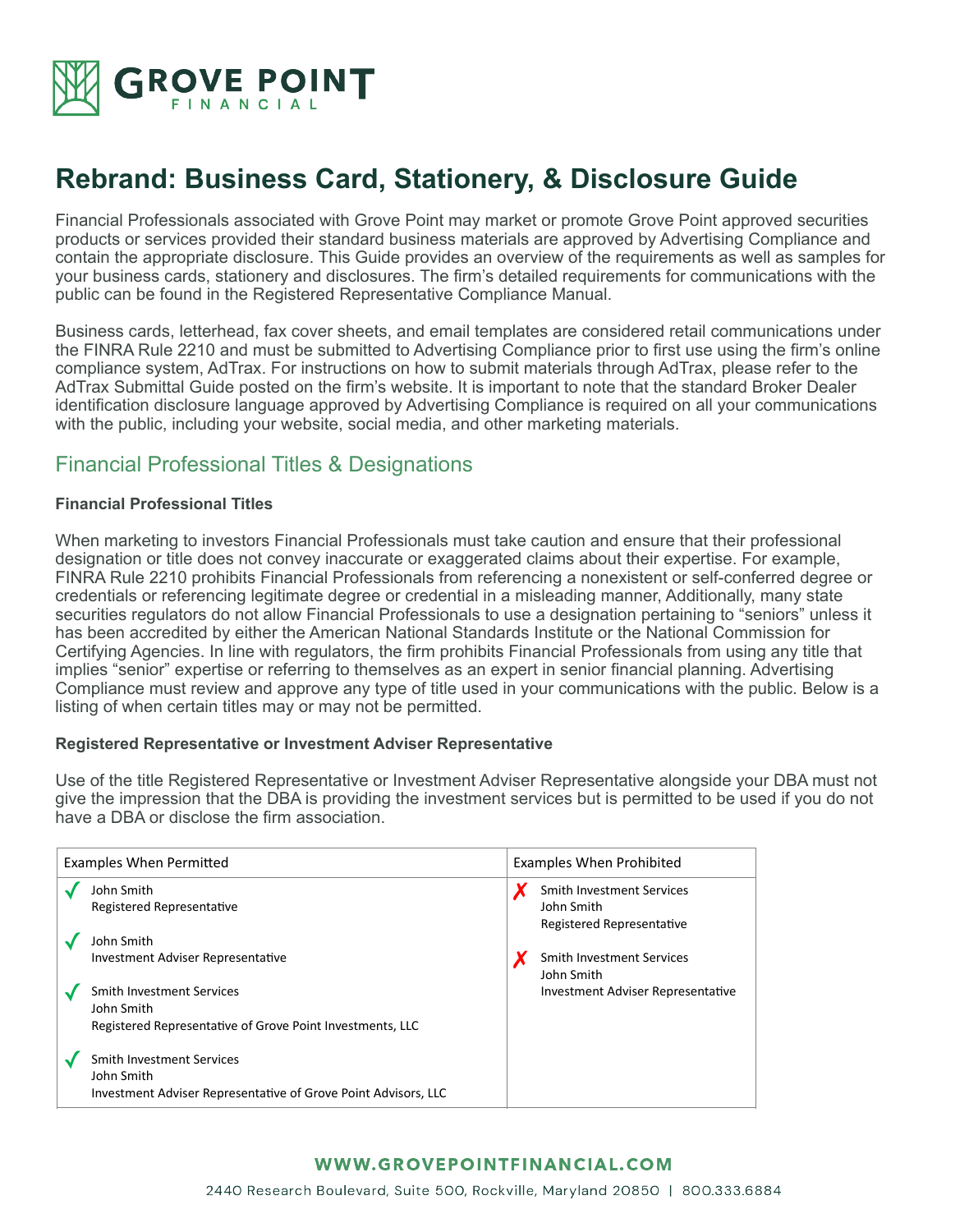# Rebrand: Business Card, Stationery, & Disclosure Guide

Financial Professionals associated with Grove Point may market or promote Grove Point approved securities products or services provided their standard business materials are approved by Advertising Compliance and contain the appropriate disclosure. This Guide provides an overview of the requirements as well as samples for your business cards, stationery and disclosures. The firm's detailed requirements for communications with the public can be found in the Registered Representative Compliance Manual.

Business cards, letterhead, fax cover sheets, and email templates are considered retail communications under the FINRA Rule 2210 and must be submitted to Advertising Compliance prior to first use using the firm's online compliance system, AdTrax. For instructions on how to submit materials through AdTrax, please refer to the AdTrax Submittal Guide posted on the firm's website. It is important to note that the standard Broker Dealer identification disclosure language approved by Advertising Compliance is required on all your communications with the public, including your website, social media, and other marketing materials.

## Financial Professional Titles & Designations

**Financial Professional Titles**

When marketing to investors Financial Professionals must take caution and ensure that their professional designation or title does not convey inaccurate or exaggerated claims about their expertise. For example, FINRA Rule 2210 prohibits Financial Professionals from referencing a nonexistent or self-conferred degree or credentials or referencing legitimate degree or credential in a misleading manner, Additionally, many state securities regulators do not allow Financial Professionals to use a designation pertaining to "seniors" unless it has been accredited by either the American National Standards Institute or the National Commission for Certifying Agencies. In line with regulators, the firm prohibits Financial Professionals from using any title that implies "senior" expertise or referring to themselves as an expert in senior financial planning. Advertising Compliance must review and approve any type of title used in your communications with the public. Below is a listing of when certain titles may or may not be permitted.

**Registered Representative or Investment Adviser Representative**

Use of the title Registered Representative or Investment Adviser Representative alongside your DBA must not give the impression that the DBA is providing the investment services but is permitted to be used if you do not have a DBA or disclose the firm association.

| Examples When Permitted | Examples When Prohibited |
|---|---|
| ✓ John Smith<br>Registered Representative | ✗ Smith Investment Services<br>John Smith<br>Registered Representative |
| ✓ John Smith<br>Investment Adviser Representative | ✗ Smith Investment Services<br>John Smith<br>Investment Adviser Representative |
| ✓ Smith Investment Services<br>John Smith<br>Registered Representative of Grove Point Investments, LLC | |
| ✓ Smith Investment Services<br>John Smith<br>Investment Adviser Representative of Grove Point Advisors, LLC | |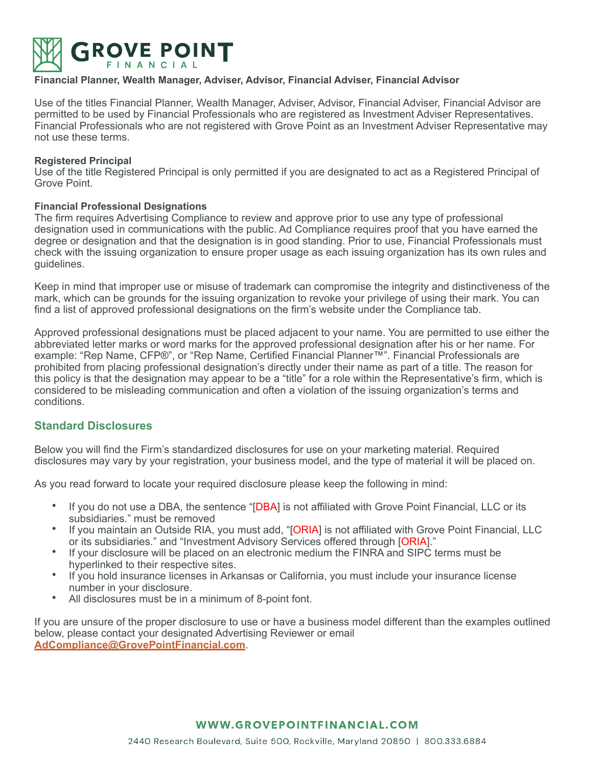**Financial Planner, Wealth Manager, Adviser, Advisor, Financial Adviser, Financial Advisor**

Use of the titles Financial Planner, Wealth Manager, Adviser, Advisor, Financial Adviser, Financial Advisor are permitted to be used by Financial Professionals who are registered as Investment Adviser Representatives. Financial Professionals who are not registered with Grove Point as an Investment Adviser Representative may not use these terms.

**Registered Principal**

Use of the title Registered Principal is only permitted if you are designated to act as a Registered Principal of Grove Point.

**Financial Professional Designations**

The firm requires Advertising Compliance to review and approve prior to use any type of professional designation used in communications with the public. Ad Compliance requires proof that you have earned the degree or designation and that the designation is in good standing. Prior to use, Financial Professionals must check with the issuing organization to ensure proper usage as each issuing organization has its own rules and guidelines.

Keep in mind that improper use or misuse of trademark can compromise the integrity and distinctiveness of the mark, which can be grounds for the issuing organization to revoke your privilege of using their mark. You can find a list of approved professional designations on the firm's website under the Compliance tab.

Approved professional designations must be placed adjacent to your name. You are permitted to use either the abbreviated letter marks or word marks for the approved professional designation after his or her name. For example: "Rep Name, CFP®", or "Rep Name, Certified Financial Planner™". Financial Professionals are prohibited from placing professional designation's directly under their name as part of a title. The reason for this policy is that the designation may appear to be a "title" for a role within the Representative's firm, which is considered to be misleading communication and often a violation of the issuing organization's terms and conditions.

## Standard Disclosures

Below you will find the Firm's standardized disclosures for use on your marketing material. Required disclosures may vary by your registration, your business model, and the type of material it will be placed on.

As you read forward to locate your required disclosure please keep the following in mind:

- If you do not use a DBA, the sentence "[DBA] is not affiliated with Grove Point Financial, LLC or its subsidiaries." must be removed
- If you maintain an Outside RIA, you must add, "[ORIA] is not affiliated with Grove Point Financial, LLC or its subsidiaries." and "Investment Advisory Services offered through [ORIA]."
- If your disclosure will be placed on an electronic medium the FINRA and SIPC terms must be hyperlinked to their respective sites.
- If you hold insurance licenses in Arkansas or California, you must include your insurance license number in your disclosure.
- All disclosures must be in a minimum of 8-point font.

If you are unsure of the proper disclosure to use or have a business model different than the examples outlined below, please contact your designated Advertising Reviewer or email **AdCompliance@GrovePointFinancial.com**.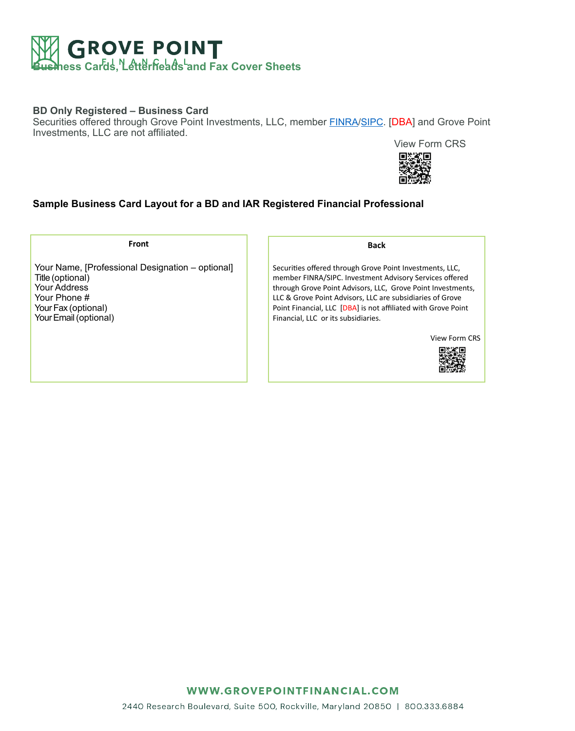# Business Cards, Letterheads and Fax Cover Sheets

**BD Only Registered – Business Card**

Securities offered through Grove Point Investments, LLC, member FINRA/SIPC. [DBA] and Grove Point Investments, LLC are not affiliated.

View Form CRS

**Sample Business Card Layout for a BD and IAR Registered Financial Professional**

**Front**

Your Name, [Professional Designation – optional]
Title (optional)
Your Address
Your Phone #
Your Fax (optional)
Your Email (optional)

**Back**

Securities offered through Grove Point Investments, LLC, member FINRA/SIPC. Investment Advisory Services offered through Grove Point Advisors, LLC, Grove Point Investments, LLC & Grove Point Advisors, LLC are subsidiaries of Grove Point Financial, LLC [DBA] is not affiliated with Grove Point Financial, LLC or its subsidiaries.

View Form CRS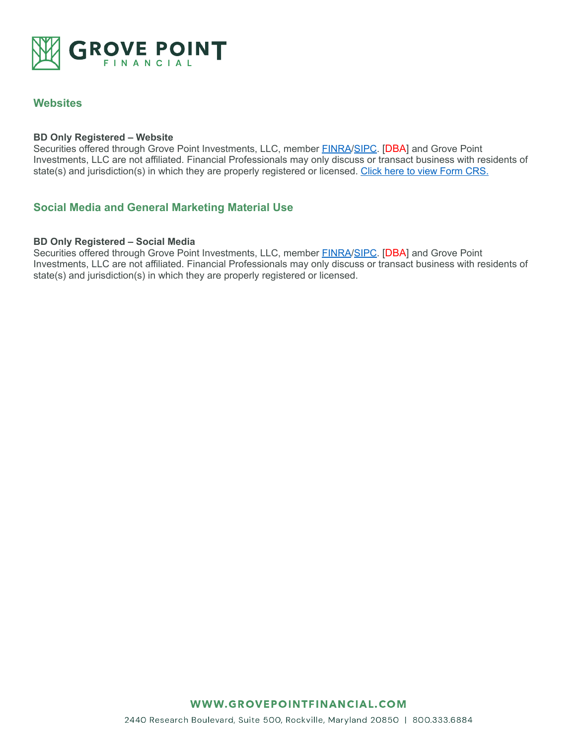## Websites

**BD Only Registered – Website**
Securities offered through Grove Point Investments, LLC, member FINRA/SIPC. [DBA] and Grove Point Investments, LLC are not affiliated. Financial Professionals may only discuss or transact business with residents of state(s) and jurisdiction(s) in which they are properly registered or licensed. Click here to view Form CRS.

## Social Media and General Marketing Material Use

**BD Only Registered – Social Media**
Securities offered through Grove Point Investments, LLC, member FINRA/SIPC. [DBA] and Grove Point Investments, LLC are not affiliated. Financial Professionals may only discuss or transact business with residents of state(s) and jurisdiction(s) in which they are properly registered or licensed.